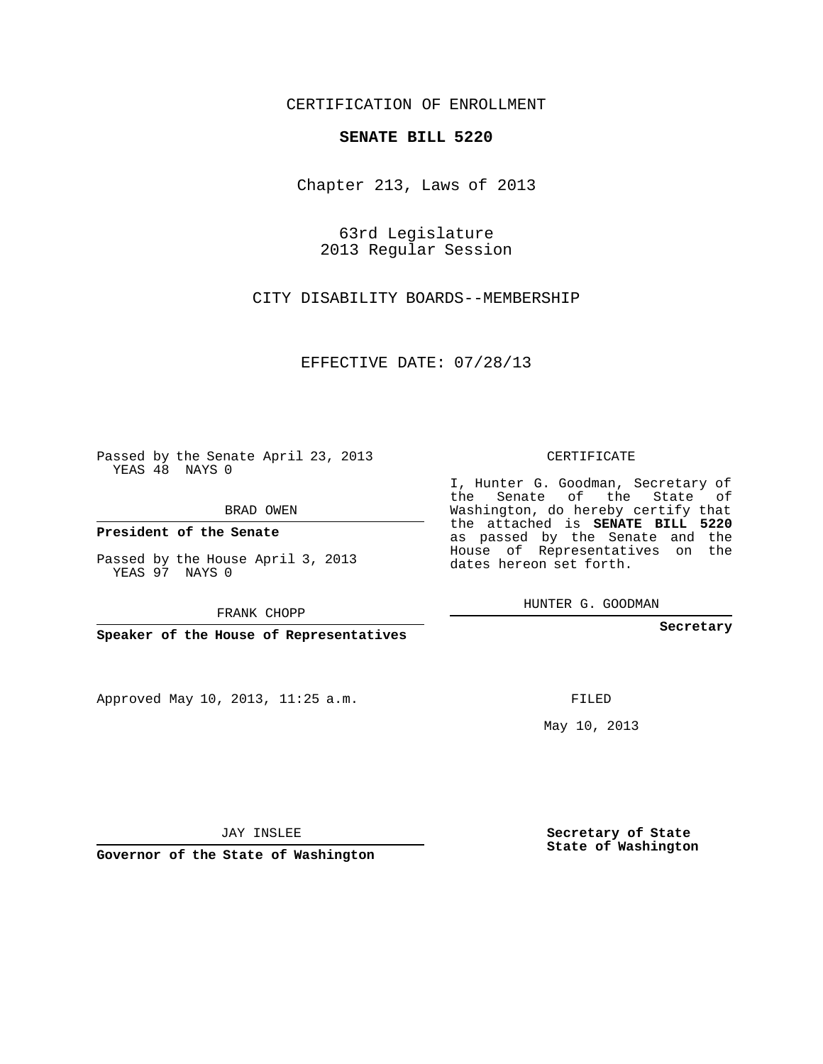CERTIFICATION OF ENROLLMENT

**SENATE BILL 5220**

Chapter 213, Laws of 2013

63rd Legislature
2013 Regular Session

CITY DISABILITY BOARDS--MEMBERSHIP

EFFECTIVE DATE: 07/28/13

Passed by the Senate April 23, 2013
YEAS 48 NAYS 0

BRAD OWEN

**President of the Senate**

Passed by the House April 3, 2013
YEAS 97 NAYS 0

FRANK CHOPP

**Speaker of the House of Representatives**

Approved May 10, 2013, 11:25 a.m.

JAY INSLEE

**Governor of the State of Washington**

CERTIFICATE

I, Hunter G. Goodman, Secretary of the Senate of the State of Washington, do hereby certify that the attached is **SENATE BILL 5220** as passed by the Senate and the House of Representatives on the dates hereon set forth.

HUNTER G. GOODMAN

**Secretary**

FILED

May 10, 2013

**Secretary of State**
**State of Washington**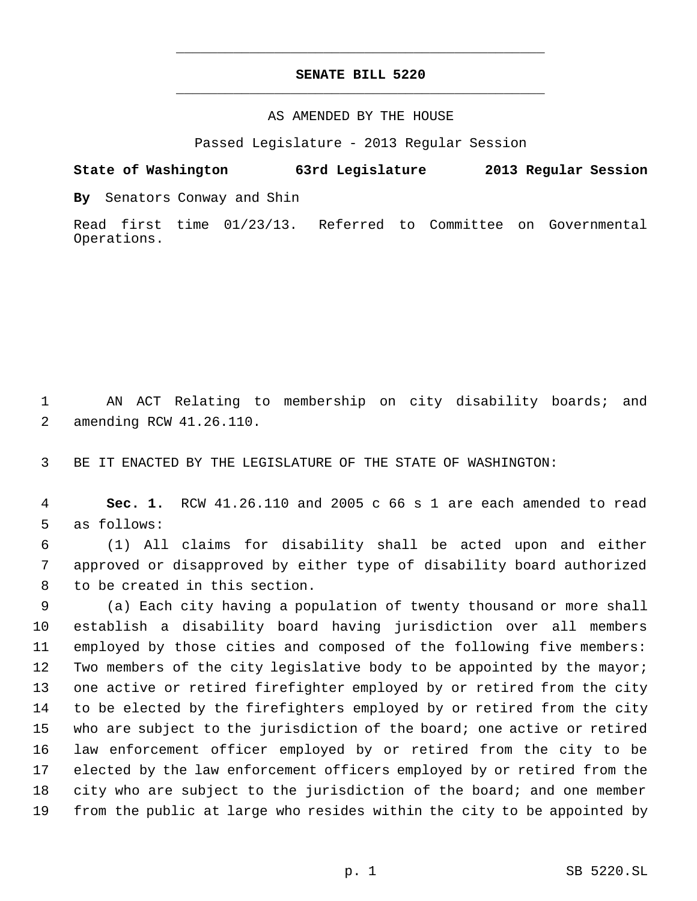# SENATE BILL 5220

AS AMENDED BY THE HOUSE

Passed Legislature - 2013 Regular Session

**State of Washington 63rd Legislature 2013 Regular Session**

**By** Senators Conway and Shin

Read first time 01/23/13. Referred to Committee on Governmental Operations.

1 AN ACT Relating to membership on city disability boards; and
2 amending RCW 41.26.110.

3 BE IT ENACTED BY THE LEGISLATURE OF THE STATE OF WASHINGTON:

4 **Sec. 1.** RCW 41.26.110 and 2005 c 66 s 1 are each amended to read
5 as follows:

6 (1) All claims for disability shall be acted upon and either
7 approved or disapproved by either type of disability board authorized
8 to be created in this section.

9 (a) Each city having a population of twenty thousand or more shall
10 establish a disability board having jurisdiction over all members
11 employed by those cities and composed of the following five members:
12 Two members of the city legislative body to be appointed by the mayor;
13 one active or retired firefighter employed by or retired from the city
14 to be elected by the firefighters employed by or retired from the city
15 who are subject to the jurisdiction of the board; one active or retired
16 law enforcement officer employed by or retired from the city to be
17 elected by the law enforcement officers employed by or retired from the
18 city who are subject to the jurisdiction of the board; and one member
19 from the public at large who resides within the city to be appointed by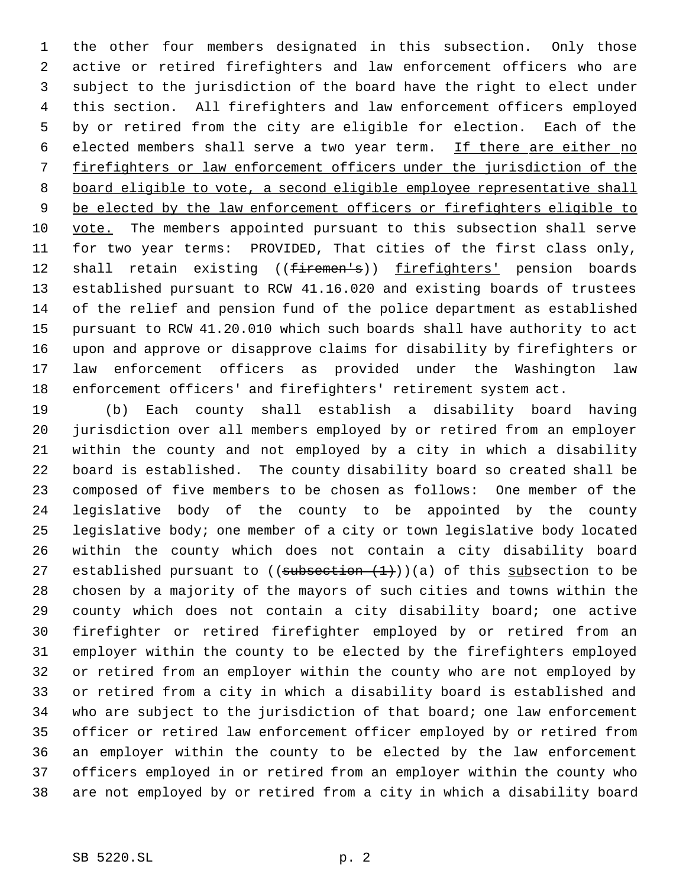the other four members designated in this subsection. Only those active or retired firefighters and law enforcement officers who are subject to the jurisdiction of the board have the right to elect under this section. All firefighters and law enforcement officers employed by or retired from the city are eligible for election. Each of the elected members shall serve a two year term. <u>If there are either no firefighters or law enforcement officers under the jurisdiction of the board eligible to vote, a second eligible employee representative shall be elected by the law enforcement officers or firefighters eligible to vote.</u> The members appointed pursuant to this subsection shall serve for two year terms: PROVIDED, That cities of the first class only, shall retain existing ((~~firemen's~~)) <u>firefighters'</u> pension boards established pursuant to RCW 41.16.020 and existing boards of trustees of the relief and pension fund of the police department as established pursuant to RCW 41.20.010 which such boards shall have authority to act upon and approve or disapprove claims for disability by firefighters or law enforcement officers as provided under the Washington law enforcement officers' and firefighters' retirement system act.

(b) Each county shall establish a disability board having jurisdiction over all members employed by or retired from an employer within the county and not employed by a city in which a disability board is established. The county disability board so created shall be composed of five members to be chosen as follows: One member of the legislative body of the county to be appointed by the county legislative body; one member of a city or town legislative body located within the county which does not contain a city disability board established pursuant to ((~~subsection (1)~~))(a) of this <u>sub</u>section to be chosen by a majority of the mayors of such cities and towns within the county which does not contain a city disability board; one active firefighter or retired firefighter employed by or retired from an employer within the county to be elected by the firefighters employed or retired from an employer within the county who are not employed by or retired from a city in which a disability board is established and who are subject to the jurisdiction of that board; one law enforcement officer or retired law enforcement officer employed by or retired from an employer within the county to be elected by the law enforcement officers employed in or retired from an employer within the county who are not employed by or retired from a city in which a disability board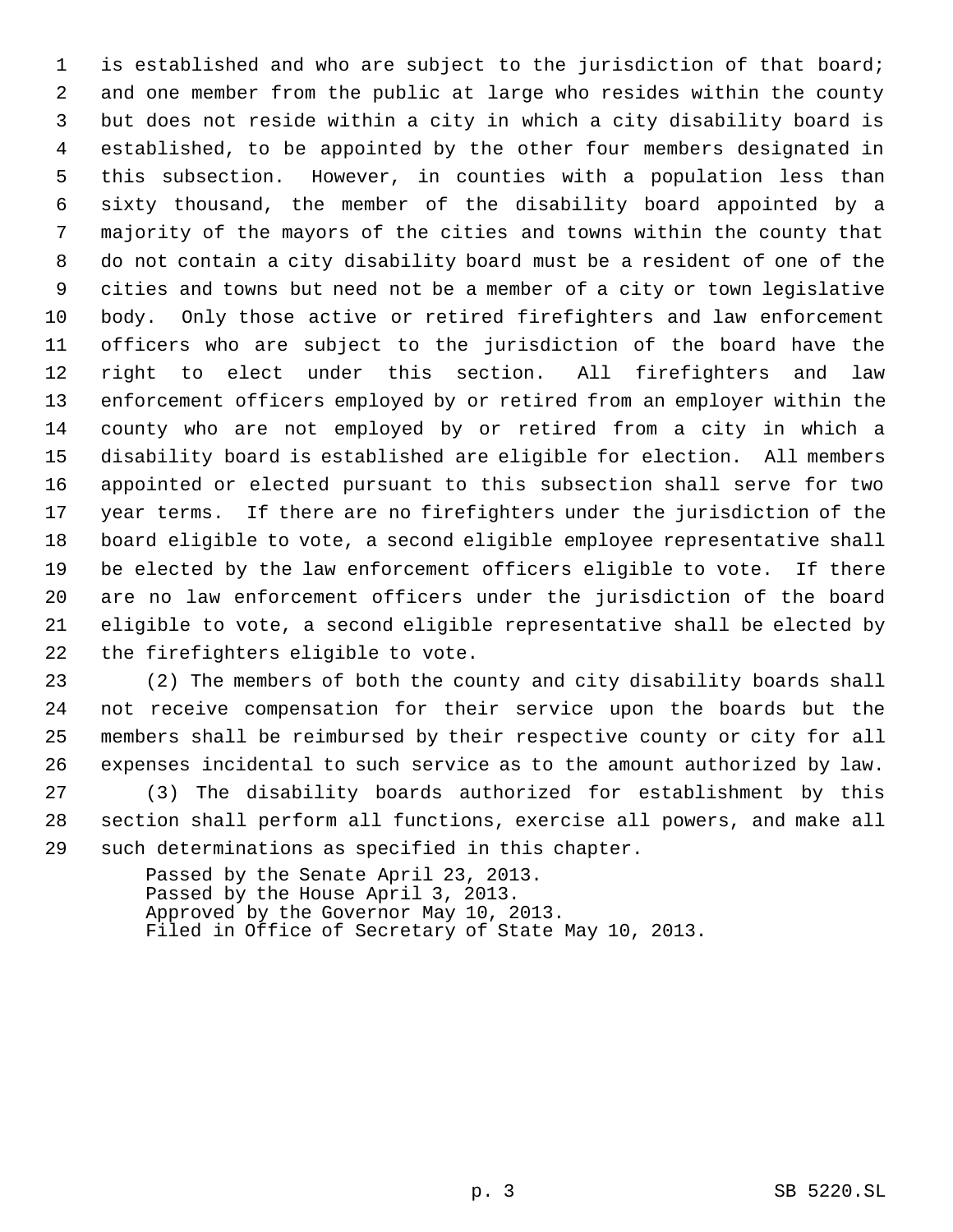is established and who are subject to the jurisdiction of that board; and one member from the public at large who resides within the county but does not reside within a city in which a city disability board is established, to be appointed by the other four members designated in this subsection. However, in counties with a population less than sixty thousand, the member of the disability board appointed by a majority of the mayors of the cities and towns within the county that do not contain a city disability board must be a resident of one of the cities and towns but need not be a member of a city or town legislative body. Only those active or retired firefighters and law enforcement officers who are subject to the jurisdiction of the board have the right to elect under this section. All firefighters and law enforcement officers employed by or retired from an employer within the county who are not employed by or retired from a city in which a disability board is established are eligible for election. All members appointed or elected pursuant to this subsection shall serve for two year terms. If there are no firefighters under the jurisdiction of the board eligible to vote, a second eligible employee representative shall be elected by the law enforcement officers eligible to vote. If there are no law enforcement officers under the jurisdiction of the board eligible to vote, a second eligible representative shall be elected by the firefighters eligible to vote.

(2) The members of both the county and city disability boards shall not receive compensation for their service upon the boards but the members shall be reimbursed by their respective county or city for all expenses incidental to such service as to the amount authorized by law.

(3) The disability boards authorized for establishment by this section shall perform all functions, exercise all powers, and make all such determinations as specified in this chapter.

Passed by the Senate April 23, 2013.
Passed by the House April 3, 2013.
Approved by the Governor May 10, 2013.
Filed in Office of Secretary of State May 10, 2013.